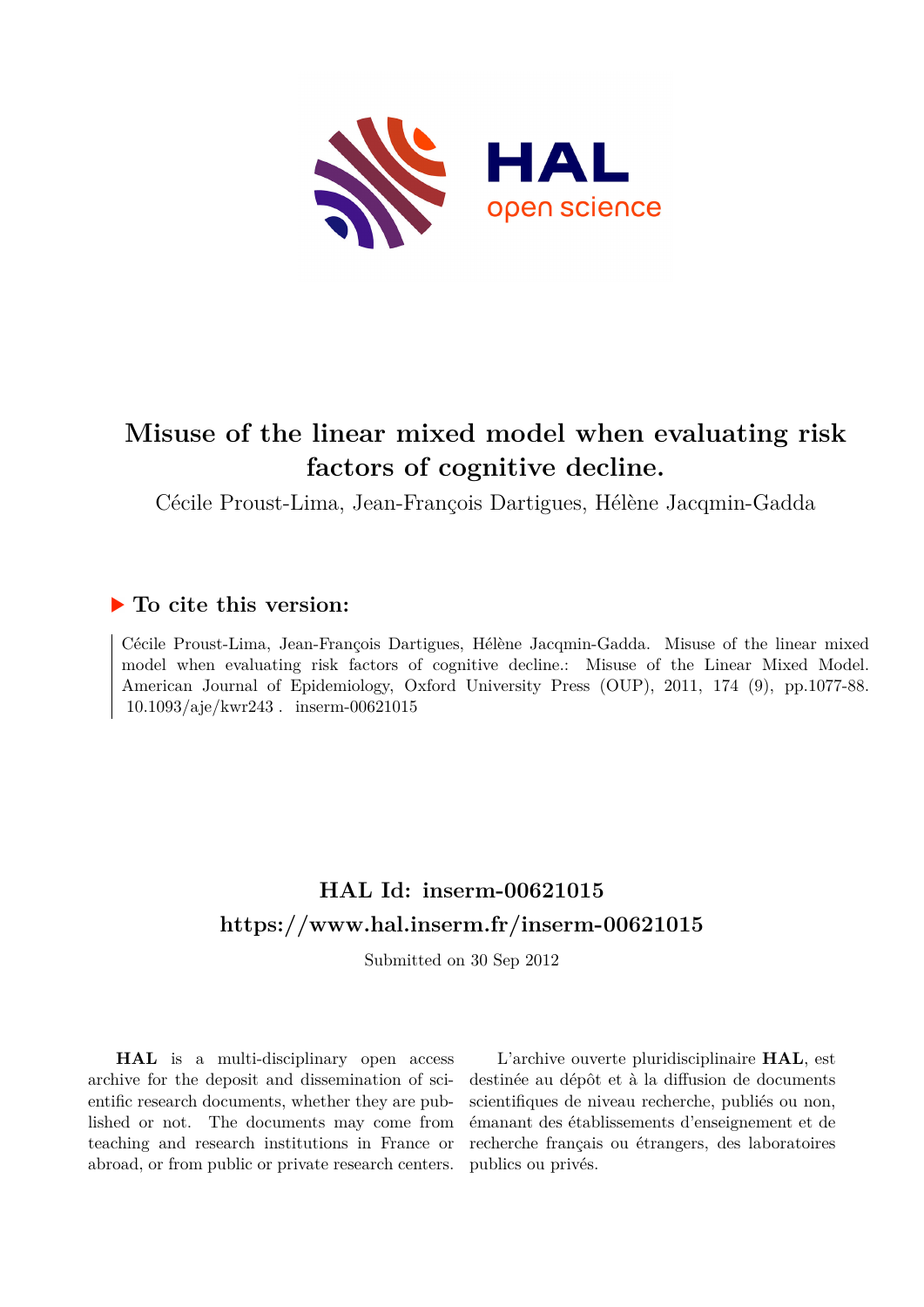# Misuse of the linear mixed model when evaluating risk factors of cognitive decline.

Cécile Proust-Lima, Jean-François Dartigues, Hélène Jacqmin-Gadda

## ▶ To cite this version:

Cécile Proust-Lima, Jean-François Dartigues, Hélène Jacqmin-Gadda. Misuse of the linear mixed model when evaluating risk factors of cognitive decline.: Misuse of the Linear Mixed Model. American Journal of Epidemiology, Oxford University Press (OUP), 2011, 174 (9), pp.1077-88. 10.1093/aje/kwr243 . inserm-00621015

## HAL Id: inserm-00621015
## https://www.hal.inserm.fr/inserm-00621015

Submitted on 30 Sep 2012

**HAL** is a multi-disciplinary open access archive for the deposit and dissemination of scientific research documents, whether they are published or not. The documents may come from teaching and research institutions in France or abroad, or from public or private research centers.

L'archive ouverte pluridisciplinaire **HAL**, est destinée au dépôt et à la diffusion de documents scientifiques de niveau recherche, publiés ou non, émanant des établissements d'enseignement et de recherche français ou étrangers, des laboratoires publics ou privés.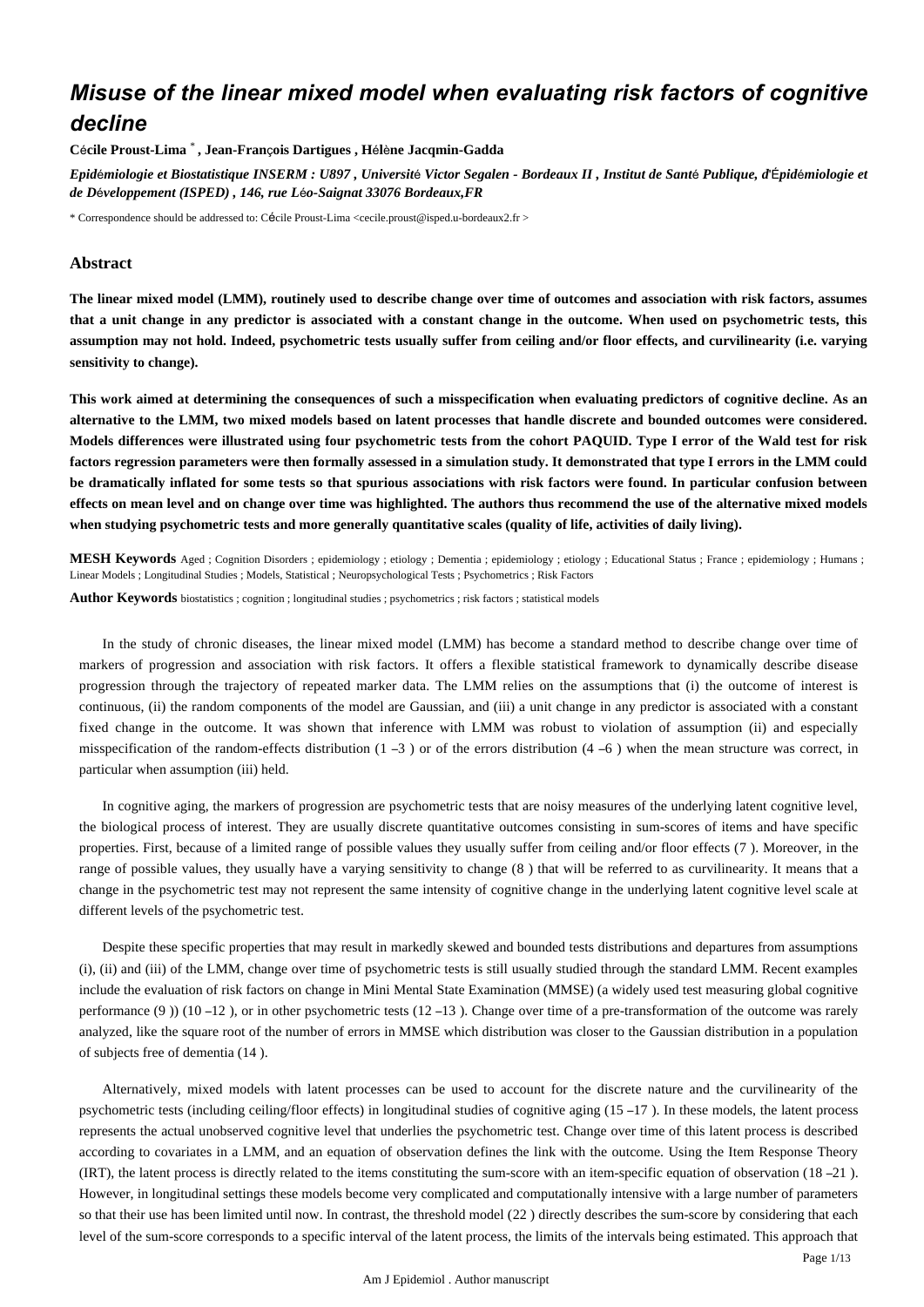# Misuse of the linear mixed model when evaluating risk factors of cognitive decline

**Cécile Proust-Lima** [*] **, Jean-François Dartigues , Hélène Jacqmin-Gadda**

*Epidémiologie et Biostatistique INSERM : U897 , Université Victor Segalen - Bordeaux II , Institut de Santé Publique, d'Épidémiologie et de Développement (ISPED) , 146, rue Léo-Saignat 33076 Bordeaux,FR*

[*] Correspondence should be addressed to: Cécile Proust-Lima <cecile.proust@isped.u-bordeaux2.fr >

## Abstract

**The linear mixed model (LMM), routinely used to describe change over time of outcomes and association with risk factors, assumes that a unit change in any predictor is associated with a constant change in the outcome. When used on psychometric tests, this assumption may not hold. Indeed, psychometric tests usually suffer from ceiling and/or floor effects, and curvilinearity (i.e. varying sensitivity to change).**

**This work aimed at determining the consequences of such a misspecification when evaluating predictors of cognitive decline. As an alternative to the LMM, two mixed models based on latent processes that handle discrete and bounded outcomes were considered. Models differences were illustrated using four psychometric tests from the cohort PAQUID. Type I error of the Wald test for risk factors regression parameters were then formally assessed in a simulation study. It demonstrated that type I errors in the LMM could be dramatically inflated for some tests so that spurious associations with risk factors were found. In particular confusion between effects on mean level and on change over time was highlighted. The authors thus recommend the use of the alternative mixed models when studying psychometric tests and more generally quantitative scales (quality of life, activities of daily living).**

**MESH Keywords** Aged ; Cognition Disorders ; epidemiology ; etiology ; Dementia ; epidemiology ; etiology ; Educational Status ; France ; epidemiology ; Humans ; Linear Models ; Longitudinal Studies ; Models, Statistical ; Neuropsychological Tests ; Psychometrics ; Risk Factors

**Author Keywords** biostatistics ; cognition ; longitudinal studies ; psychometrics ; risk factors ; statistical models

In the study of chronic diseases, the linear mixed model (LMM) has become a standard method to describe change over time of markers of progression and association with risk factors. It offers a flexible statistical framework to dynamically describe disease progression through the trajectory of repeated marker data. The LMM relies on the assumptions that (i) the outcome of interest is continuous, (ii) the random components of the model are Gaussian, and (iii) a unit change in any predictor is associated with a constant fixed change in the outcome. It was shown that inference with LMM was robust to violation of assumption (ii) and especially misspecification of the random-effects distribution (1 –3 ) or of the errors distribution (4 –6 ) when the mean structure was correct, in particular when assumption (iii) held.

In cognitive aging, the markers of progression are psychometric tests that are noisy measures of the underlying latent cognitive level, the biological process of interest. They are usually discrete quantitative outcomes consisting in sum-scores of items and have specific properties. First, because of a limited range of possible values they usually suffer from ceiling and/or floor effects (7 ). Moreover, in the range of possible values, they usually have a varying sensitivity to change (8 ) that will be referred to as curvilinearity. It means that a change in the psychometric test may not represent the same intensity of cognitive change in the underlying latent cognitive level scale at different levels of the psychometric test.

Despite these specific properties that may result in markedly skewed and bounded tests distributions and departures from assumptions (i), (ii) and (iii) of the LMM, change over time of psychometric tests is still usually studied through the standard LMM. Recent examples include the evaluation of risk factors on change in Mini Mental State Examination (MMSE) (a widely used test measuring global cognitive performance (9 )) (10 –12 ), or in other psychometric tests (12 –13 ). Change over time of a pre-transformation of the outcome was rarely analyzed, like the square root of the number of errors in MMSE which distribution was closer to the Gaussian distribution in a population of subjects free of dementia (14 ).

Alternatively, mixed models with latent processes can be used to account for the discrete nature and the curvilinearity of the psychometric tests (including ceiling/floor effects) in longitudinal studies of cognitive aging (15 –17 ). In these models, the latent process represents the actual unobserved cognitive level that underlies the psychometric test. Change over time of this latent process is described according to covariates in a LMM, and an equation of observation defines the link with the outcome. Using the Item Response Theory (IRT), the latent process is directly related to the items constituting the sum-score with an item-specific equation of observation (18 –21 ). However, in longitudinal settings these models become very complicated and computationally intensive with a large number of parameters so that their use has been limited until now. In contrast, the threshold model (22 ) directly describes the sum-score by considering that each level of the sum-score corresponds to a specific interval of the latent process, the limits of the intervals being estimated. This approach that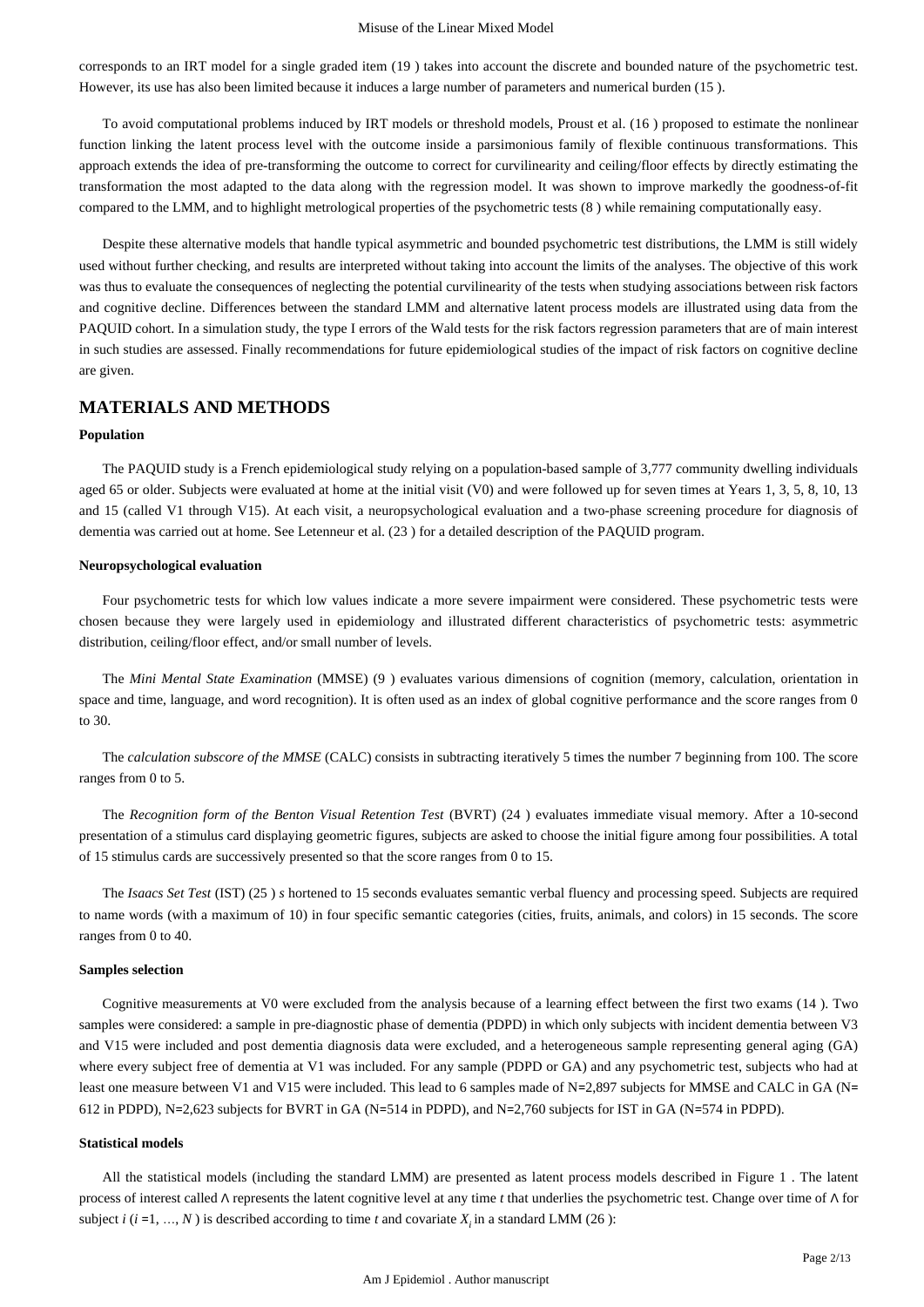corresponds to an IRT model for a single graded item (19 ) takes into account the discrete and bounded nature of the psychometric test. However, its use has also been limited because it induces a large number of parameters and numerical burden (15 ).

To avoid computational problems induced by IRT models or threshold models, Proust et al. (16 ) proposed to estimate the nonlinear function linking the latent process level with the outcome inside a parsimonious family of flexible continuous transformations. This approach extends the idea of pre-transforming the outcome to correct for curvilinearity and ceiling/floor effects by directly estimating the transformation the most adapted to the data along with the regression model. It was shown to improve markedly the goodness-of-fit compared to the LMM, and to highlight metrological properties of the psychometric tests (8 ) while remaining computationally easy.

Despite these alternative models that handle typical asymmetric and bounded psychometric test distributions, the LMM is still widely used without further checking, and results are interpreted without taking into account the limits of the analyses. The objective of this work was thus to evaluate the consequences of neglecting the potential curvilinearity of the tests when studying associations between risk factors and cognitive decline. Differences between the standard LMM and alternative latent process models are illustrated using data from the PAQUID cohort. In a simulation study, the type I errors of the Wald tests for the risk factors regression parameters that are of main interest in such studies are assessed. Finally recommendations for future epidemiological studies of the impact of risk factors on cognitive decline are given.

## MATERIALS AND METHODS

### Population

The PAQUID study is a French epidemiological study relying on a population-based sample of 3,777 community dwelling individuals aged 65 or older. Subjects were evaluated at home at the initial visit (V0) and were followed up for seven times at Years 1, 3, 5, 8, 10, 13 and 15 (called V1 through V15). At each visit, a neuropsychological evaluation and a two-phase screening procedure for diagnosis of dementia was carried out at home. See Letenneur et al. (23 ) for a detailed description of the PAQUID program.

### Neuropsychological evaluation

Four psychometric tests for which low values indicate a more severe impairment were considered. These psychometric tests were chosen because they were largely used in epidemiology and illustrated different characteristics of psychometric tests: asymmetric distribution, ceiling/floor effect, and/or small number of levels.

The *Mini Mental State Examination* (MMSE) (9 ) evaluates various dimensions of cognition (memory, calculation, orientation in space and time, language, and word recognition). It is often used as an index of global cognitive performance and the score ranges from 0 to 30.

The *calculation subscore of the MMSE* (CALC) consists in subtracting iteratively 5 times the number 7 beginning from 100. The score ranges from 0 to 5.

The *Recognition form of the Benton Visual Retention Test* (BVRT) (24 ) evaluates immediate visual memory. After a 10-second presentation of a stimulus card displaying geometric figures, subjects are asked to choose the initial figure among four possibilities. A total of 15 stimulus cards are successively presented so that the score ranges from 0 to 15.

The *Isaacs Set Test* (IST) (25 ) *s* hortened to 15 seconds evaluates semantic verbal fluency and processing speed. Subjects are required to name words (with a maximum of 10) in four specific semantic categories (cities, fruits, animals, and colors) in 15 seconds. The score ranges from 0 to 40.

### Samples selection

Cognitive measurements at V0 were excluded from the analysis because of a learning effect between the first two exams (14 ). Two samples were considered: a sample in pre-diagnostic phase of dementia (PDPD) in which only subjects with incident dementia between V3 and V15 were included and post dementia diagnosis data were excluded, and a heterogeneous sample representing general aging (GA) where every subject free of dementia at V1 was included. For any sample (PDPD or GA) and any psychometric test, subjects who had at least one measure between V1 and V15 were included. This lead to 6 samples made of N=2,897 subjects for MMSE and CALC in GA (N= 612 in PDPD), N=2,623 subjects for BVRT in GA (N=514 in PDPD), and N=2,760 subjects for IST in GA (N=574 in PDPD).

### Statistical models

All the statistical models (including the standard LMM) are presented as latent process models described in Figure 1 . The latent process of interest called $\Lambda$ represents the latent cognitive level at any time $t$ that underlies the psychometric test. Change over time of $\Lambda$ for subject $i$ ($i$ =1, …, $N$ ) is described according to time $t$ and covariate $X_i$ in a standard LMM (26 ):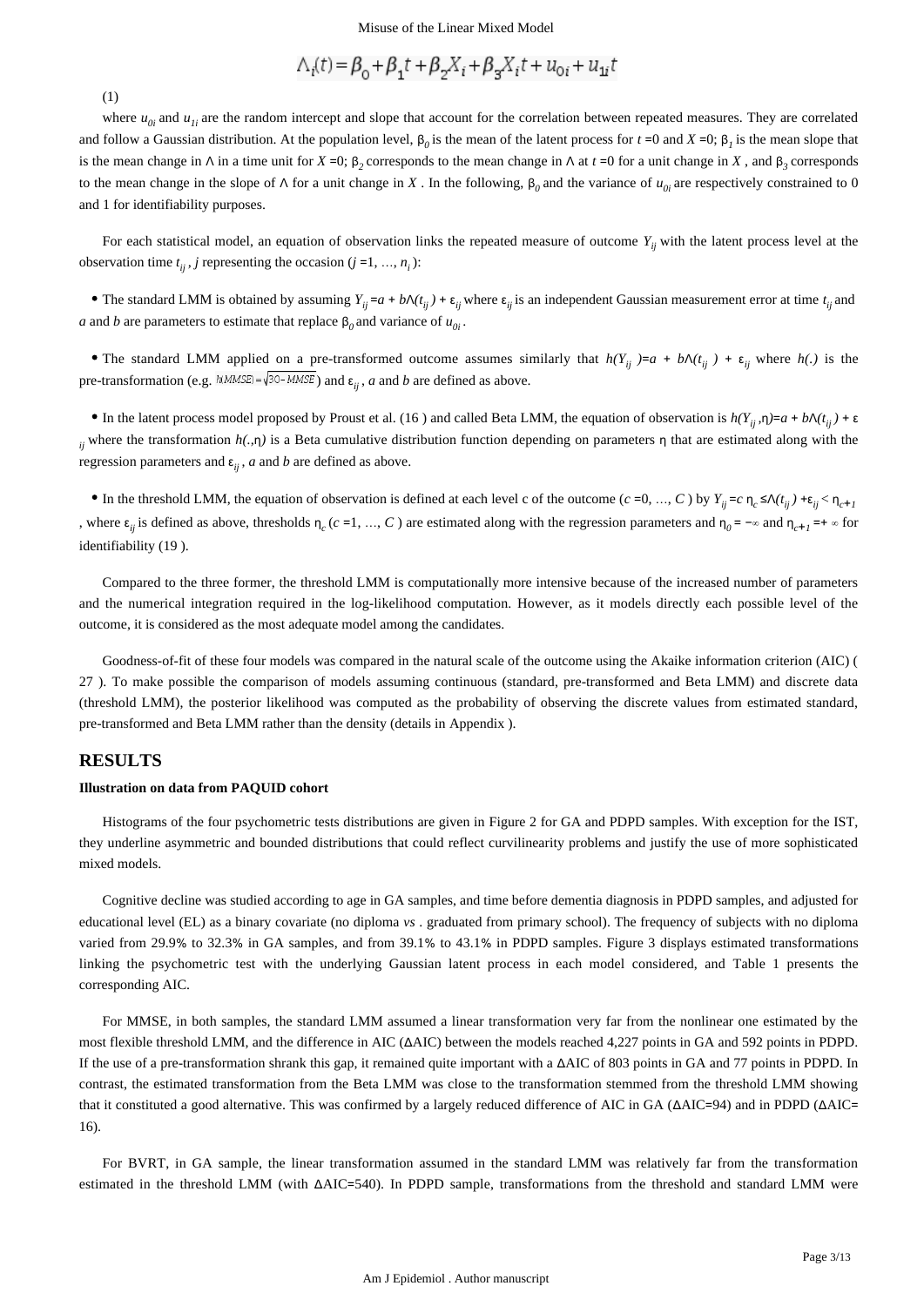$$\Lambda_i(t) = \beta_0 + \beta_1 t + \beta_2 X_i + \beta_3 X_i t + u_{0i} + u_{1i} t$$

(1)

where $u_{0i}$ and $u_{1i}$ are the random intercept and slope that account for the correlation between repeated measures. They are correlated and follow a Gaussian distribution. At the population level, $\beta_0$ is the mean of the latent process for $t$ =0 and $X$ =0; $\beta_1$ is the mean slope that is the mean change in $\Lambda$ in a time unit for $X$ =0; $\beta_2$ corresponds to the mean change in $\Lambda$ at $t$ =0 for a unit change in $X$ , and $\beta_3$ corresponds to the mean change in the slope of $\Lambda$ for a unit change in $X$ . In the following, $\beta_0$ and the variance of $u_{0i}$ are respectively constrained to 0 and 1 for identifiability purposes.

For each statistical model, an equation of observation links the repeated measure of outcome $Y_{ij}$ with the latent process level at the observation time $t_{ij}$ , $j$ representing the occasion ($j$ =1, …, $n_i$ ):

- The standard LMM is obtained by assuming $Y_{ij} = a + b\Lambda(t_{ij}) + \varepsilon_{ij}$ where $\varepsilon_{ij}$ is an independent Gaussian measurement error at time $t_{ij}$ and $a$ and $b$ are parameters to estimate that replace $\beta_0$ and variance of $u_{0i}$ .
- The standard LMM applied on a pre-transformed outcome assumes similarly that $h(Y_{ij}) = a + b\Lambda(t_{ij}) + \varepsilon_{ij}$ where $h(.)$ is the pre-transformation (e.g. $h(MMSE) = \sqrt{30 - MMSE}$) and $\varepsilon_{ij}$ , $a$ and $b$ are defined as above.
- In the latent process model proposed by Proust et al. (16 ) and called Beta LMM, the equation of observation is $h(Y_{ij}, \eta) = a + b\Lambda(t_{ij}) + \varepsilon_{ij}$ where the transformation $h(., \eta)$ is a Beta cumulative distribution function depending on parameters $\eta$ that are estimated along with the regression parameters and $\varepsilon_{ij}$ , $a$ and $b$ are defined as above.
- In the threshold LMM, the equation of observation is defined at each level c of the outcome ($c$ =0, …, $C$ ) by $Y_{ij} = c \; \eta_c \leq \Lambda(t_{ij}) + \varepsilon_{ij} < \eta_{c+1}$ , where $\varepsilon_{ij}$ is defined as above, thresholds $\eta_c$ ($c$ =1, …, $C$ ) are estimated along with the regression parameters and $\eta_0 = -\infty$ and $\eta_{c+1} = +\infty$ for identifiability (19 ).

Compared to the three former, the threshold LMM is computationally more intensive because of the increased number of parameters and the numerical integration required in the log-likelihood computation. However, as it models directly each possible level of the outcome, it is considered as the most adequate model among the candidates.

Goodness-of-fit of these four models was compared in the natural scale of the outcome using the Akaike information criterion (AIC) ( 27 ). To make possible the comparison of models assuming continuous (standard, pre-transformed and Beta LMM) and discrete data (threshold LMM), the posterior likelihood was computed as the probability of observing the discrete values from estimated standard, pre-transformed and Beta LMM rather than the density (details in Appendix ).

## RESULTS

### Illustration on data from PAQUID cohort

Histograms of the four psychometric tests distributions are given in Figure 2 for GA and PDPD samples. With exception for the IST, they underline asymmetric and bounded distributions that could reflect curvilinearity problems and justify the use of more sophisticated mixed models.

Cognitive decline was studied according to age in GA samples, and time before dementia diagnosis in PDPD samples, and adjusted for educational level (EL) as a binary covariate (no diploma *vs* . graduated from primary school). The frequency of subjects with no diploma varied from 29.9% to 32.3% in GA samples, and from 39.1% to 43.1% in PDPD samples. Figure 3 displays estimated transformations linking the psychometric test with the underlying Gaussian latent process in each model considered, and Table 1 presents the corresponding AIC.

For MMSE, in both samples, the standard LMM assumed a linear transformation very far from the nonlinear one estimated by the most flexible threshold LMM, and the difference in AIC (ΔAIC) between the models reached 4,227 points in GA and 592 points in PDPD. If the use of a pre-transformation shrank this gap, it remained quite important with a ΔAIC of 803 points in GA and 77 points in PDPD. In contrast, the estimated transformation from the Beta LMM was close to the transformation stemmed from the threshold LMM showing that it constituted a good alternative. This was confirmed by a largely reduced difference of AIC in GA (ΔAIC=94) and in PDPD (ΔAIC= 16).

For BVRT, in GA sample, the linear transformation assumed in the standard LMM was relatively far from the transformation estimated in the threshold LMM (with ΔAIC=540). In PDPD sample, transformations from the threshold and standard LMM were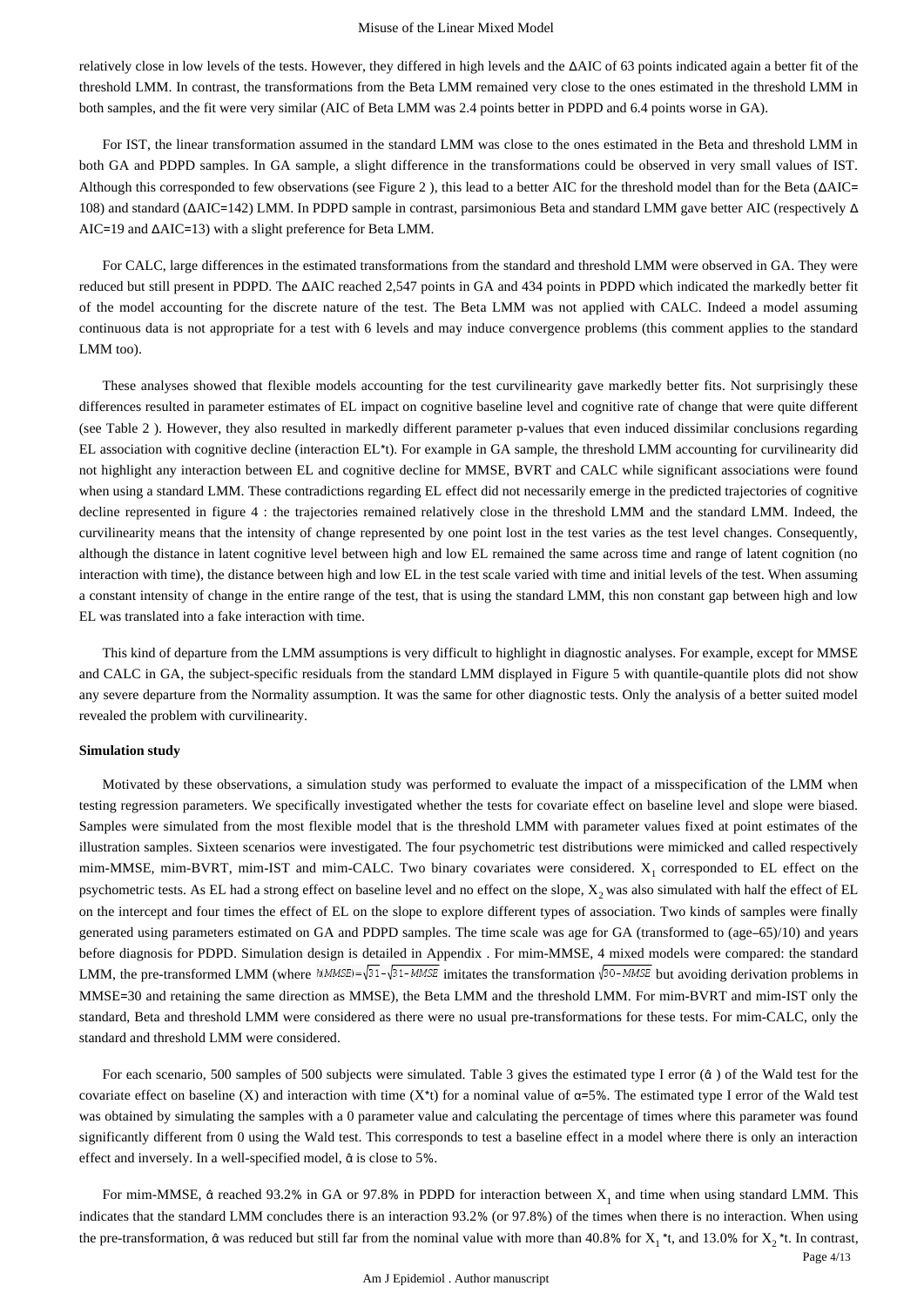relatively close in low levels of the tests. However, they differed in high levels and the ΔAIC of 63 points indicated again a better fit of the threshold LMM. In contrast, the transformations from the Beta LMM remained very close to the ones estimated in the threshold LMM in both samples, and the fit were very similar (AIC of Beta LMM was 2.4 points better in PDPD and 6.4 points worse in GA).

For IST, the linear transformation assumed in the standard LMM was close to the ones estimated in the Beta and threshold LMM in both GA and PDPD samples. In GA sample, a slight difference in the transformations could be observed in very small values of IST. Although this corresponded to few observations (see Figure 2 ), this lead to a better AIC for the threshold model than for the Beta (ΔAIC= 108) and standard (ΔAIC=142) LMM. In PDPD sample in contrast, parsimonious Beta and standard LMM gave better AIC (respectively Δ AIC=19 and ΔAIC=13) with a slight preference for Beta LMM.

For CALC, large differences in the estimated transformations from the standard and threshold LMM were observed in GA. They were reduced but still present in PDPD. The ΔAIC reached 2,547 points in GA and 434 points in PDPD which indicated the markedly better fit of the model accounting for the discrete nature of the test. The Beta LMM was not applied with CALC. Indeed a model assuming continuous data is not appropriate for a test with 6 levels and may induce convergence problems (this comment applies to the standard LMM too).

These analyses showed that flexible models accounting for the test curvilinearity gave markedly better fits. Not surprisingly these differences resulted in parameter estimates of EL impact on cognitive baseline level and cognitive rate of change that were quite different (see Table 2 ). However, they also resulted in markedly different parameter p-values that even induced dissimilar conclusions regarding EL association with cognitive decline (interaction EL*t). For example in GA sample, the threshold LMM accounting for curvilinearity did not highlight any interaction between EL and cognitive decline for MMSE, BVRT and CALC while significant associations were found when using a standard LMM. These contradictions regarding EL effect did not necessarily emerge in the predicted trajectories of cognitive decline represented in figure 4 : the trajectories remained relatively close in the threshold LMM and the standard LMM. Indeed, the curvilinearity means that the intensity of change represented by one point lost in the test varies as the test level changes. Consequently, although the distance in latent cognitive level between high and low EL remained the same across time and range of latent cognition (no interaction with time), the distance between high and low EL in the test scale varied with time and initial levels of the test. When assuming a constant intensity of change in the entire range of the test, that is using the standard LMM, this non constant gap between high and low EL was translated into a fake interaction with time.

This kind of departure from the LMM assumptions is very difficult to highlight in diagnostic analyses. For example, except for MMSE and CALC in GA, the subject-specific residuals from the standard LMM displayed in Figure 5 with quantile-quantile plots did not show any severe departure from the Normality assumption. It was the same for other diagnostic tests. Only the analysis of a better suited model revealed the problem with curvilinearity.

#### Simulation study

Motivated by these observations, a simulation study was performed to evaluate the impact of a misspecification of the LMM when testing regression parameters. We specifically investigated whether the tests for covariate effect on baseline level and slope were biased. Samples were simulated from the most flexible model that is the threshold LMM with parameter values fixed at point estimates of the illustration samples. Sixteen scenarios were investigated. The four psychometric test distributions were mimicked and called respectively mim-MMSE, mim-BVRT, mim-IST and mim-CALC. Two binary covariates were considered. $X_1$ corresponded to EL effect on the psychometric tests. As EL had a strong effect on baseline level and no effect on the slope, $X_2$ was also simulated with half the effect of EL on the intercept and four times the effect of EL on the slope to explore different types of association. Two kinds of samples were finally generated using parameters estimated on GA and PDPD samples. The time scale was age for GA (transformed to (age−65)/10) and years before diagnosis for PDPD. Simulation design is detailed in Appendix . For mim-MMSE, 4 mixed models were compared: the standard LMM, the pre-transformed LMM (where $h(MMSE)=\sqrt{31}-\sqrt{31-MMSE}$ imitates the transformation $\sqrt{30-MMSE}$ but avoiding derivation problems in MMSE=30 and retaining the same direction as MMSE), the Beta LMM and the threshold LMM. For mim-BVRT and mim-IST only the standard, Beta and threshold LMM were considered as there were no usual pre-transformations for these tests. For mim-CALC, only the standard and threshold LMM were considered.

For each scenario, 500 samples of 500 subjects were simulated. Table 3 gives the estimated type I error ($\hat{\alpha}$ ) of the Wald test for the covariate effect on baseline (X) and interaction with time (X*t) for a nominal value of α=5%. The estimated type I error of the Wald test was obtained by simulating the samples with a 0 parameter value and calculating the percentage of times where this parameter was found significantly different from 0 using the Wald test. This corresponds to test a baseline effect in a model where there is only an interaction effect and inversely. In a well-specified model, $\hat{\alpha}$ is close to 5%.

For mim-MMSE, $\hat{\alpha}$ reached 93.2% in GA or 97.8% in PDPD for interaction between $X_1$ and time when using standard LMM. This indicates that the standard LMM concludes there is an interaction 93.2% (or 97.8%) of the times when there is no interaction. When using the pre-transformation, $\hat{\alpha}$ was reduced but still far from the nominal value with more than 40.8% for $X_1$ *t, and 13.0% for $X_2$ *t. In contrast,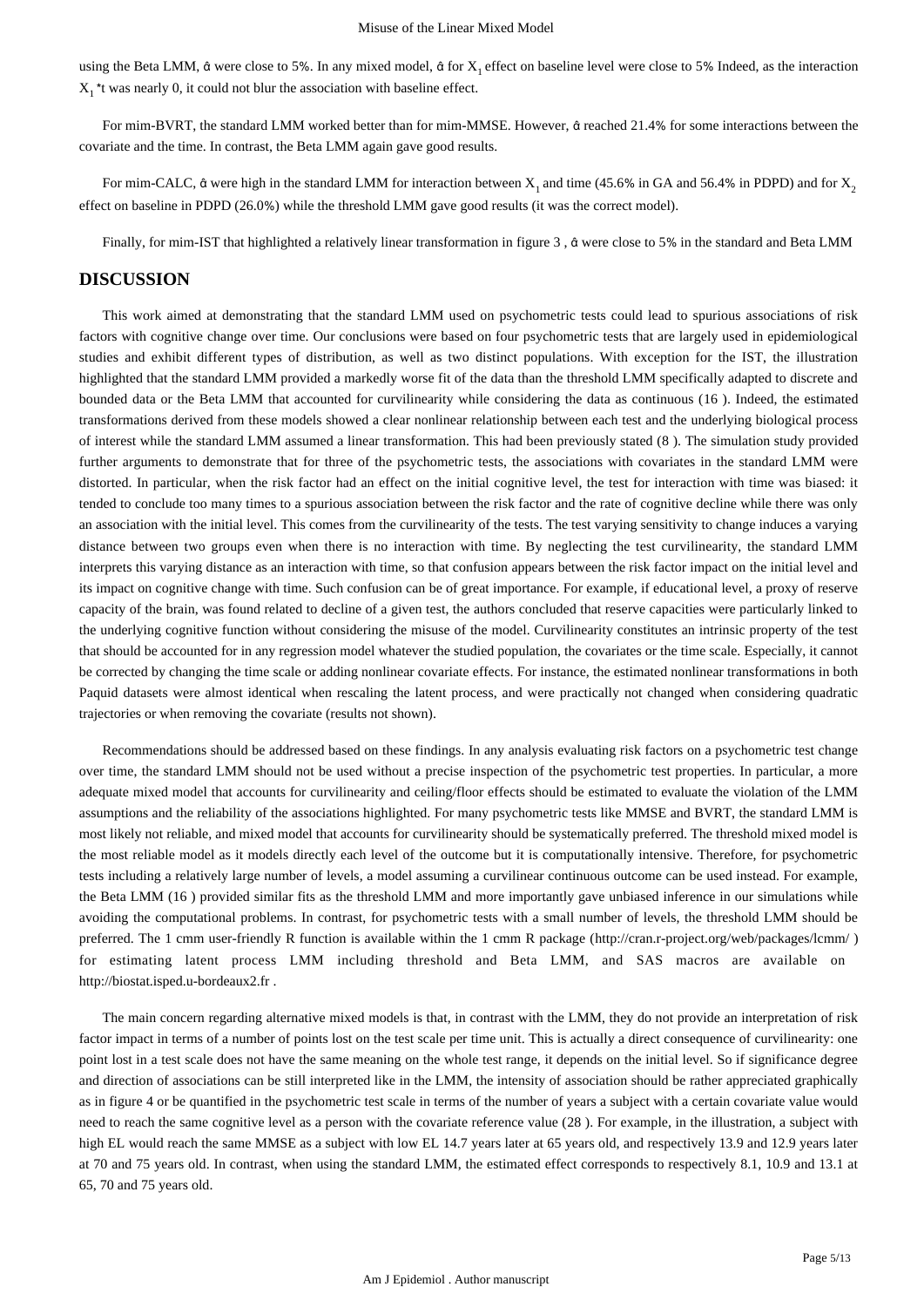using the Beta LMM, $\hat{\alpha}$ were close to 5%. In any mixed model, $\hat{\alpha}$ for $X_1$ effect on baseline level were close to 5% Indeed, as the interaction $X_1$*t was nearly 0, it could not blur the association with baseline effect.

For mim-BVRT, the standard LMM worked better than for mim-MMSE. However, $\hat{\alpha}$ reached 21.4% for some interactions between the covariate and the time. In contrast, the Beta LMM again gave good results.

For mim-CALC, $\hat{\alpha}$ were high in the standard LMM for interaction between $X_1$ and time (45.6% in GA and 56.4% in PDPD) and for $X_2$ effect on baseline in PDPD (26.0%) while the threshold LMM gave good results (it was the correct model).

Finally, for mim-IST that highlighted a relatively linear transformation in figure 3 , $\hat{\alpha}$ were close to 5% in the standard and Beta LMM

## DISCUSSION

This work aimed at demonstrating that the standard LMM used on psychometric tests could lead to spurious associations of risk factors with cognitive change over time. Our conclusions were based on four psychometric tests that are largely used in epidemiological studies and exhibit different types of distribution, as well as two distinct populations. With exception for the IST, the illustration highlighted that the standard LMM provided a markedly worse fit of the data than the threshold LMM specifically adapted to discrete and bounded data or the Beta LMM that accounted for curvilinearity while considering the data as continuous (16 ). Indeed, the estimated transformations derived from these models showed a clear nonlinear relationship between each test and the underlying biological process of interest while the standard LMM assumed a linear transformation. This had been previously stated (8 ). The simulation study provided further arguments to demonstrate that for three of the psychometric tests, the associations with covariates in the standard LMM were distorted. In particular, when the risk factor had an effect on the initial cognitive level, the test for interaction with time was biased: it tended to conclude too many times to a spurious association between the risk factor and the rate of cognitive decline while there was only an association with the initial level. This comes from the curvilinearity of the tests. The test varying sensitivity to change induces a varying distance between two groups even when there is no interaction with time. By neglecting the test curvilinearity, the standard LMM interprets this varying distance as an interaction with time, so that confusion appears between the risk factor impact on the initial level and its impact on cognitive change with time. Such confusion can be of great importance. For example, if educational level, a proxy of reserve capacity of the brain, was found related to decline of a given test, the authors concluded that reserve capacities were particularly linked to the underlying cognitive function without considering the misuse of the model. Curvilinearity constitutes an intrinsic property of the test that should be accounted for in any regression model whatever the studied population, the covariates or the time scale. Especially, it cannot be corrected by changing the time scale or adding nonlinear covariate effects. For instance, the estimated nonlinear transformations in both Paquid datasets were almost identical when rescaling the latent process, and were practically not changed when considering quadratic trajectories or when removing the covariate (results not shown).

Recommendations should be addressed based on these findings. In any analysis evaluating risk factors on a psychometric test change over time, the standard LMM should not be used without a precise inspection of the psychometric test properties. In particular, a more adequate mixed model that accounts for curvilinearity and ceiling/floor effects should be estimated to evaluate the violation of the LMM assumptions and the reliability of the associations highlighted. For many psychometric tests like MMSE and BVRT, the standard LMM is most likely not reliable, and mixed model that accounts for curvilinearity should be systematically preferred. The threshold mixed model is the most reliable model as it models directly each level of the outcome but it is computationally intensive. Therefore, for psychometric tests including a relatively large number of levels, a model assuming a curvilinear continuous outcome can be used instead. For example, the Beta LMM (16 ) provided similar fits as the threshold LMM and more importantly gave unbiased inference in our simulations while avoiding the computational problems. In contrast, for psychometric tests with a small number of levels, the threshold LMM should be preferred. The 1 cmm user-friendly R function is available within the 1 cmm R package (http://cran.r-project.org/web/packages/lcmm/ ) for estimating latent process LMM including threshold and Beta LMM, and SAS macros are available on http://biostat.isped.u-bordeaux2.fr .

The main concern regarding alternative mixed models is that, in contrast with the LMM, they do not provide an interpretation of risk factor impact in terms of a number of points lost on the test scale per time unit. This is actually a direct consequence of curvilinearity: one point lost in a test scale does not have the same meaning on the whole test range, it depends on the initial level. So if significance degree and direction of associations can be still interpreted like in the LMM, the intensity of association should be rather appreciated graphically as in figure 4 or be quantified in the psychometric test scale in terms of the number of years a subject with a certain covariate value would need to reach the same cognitive level as a person with the covariate reference value (28 ). For example, in the illustration, a subject with high EL would reach the same MMSE as a subject with low EL 14.7 years later at 65 years old, and respectively 13.9 and 12.9 years later at 70 and 75 years old. In contrast, when using the standard LMM, the estimated effect corresponds to respectively 8.1, 10.9 and 13.1 at 65, 70 and 75 years old.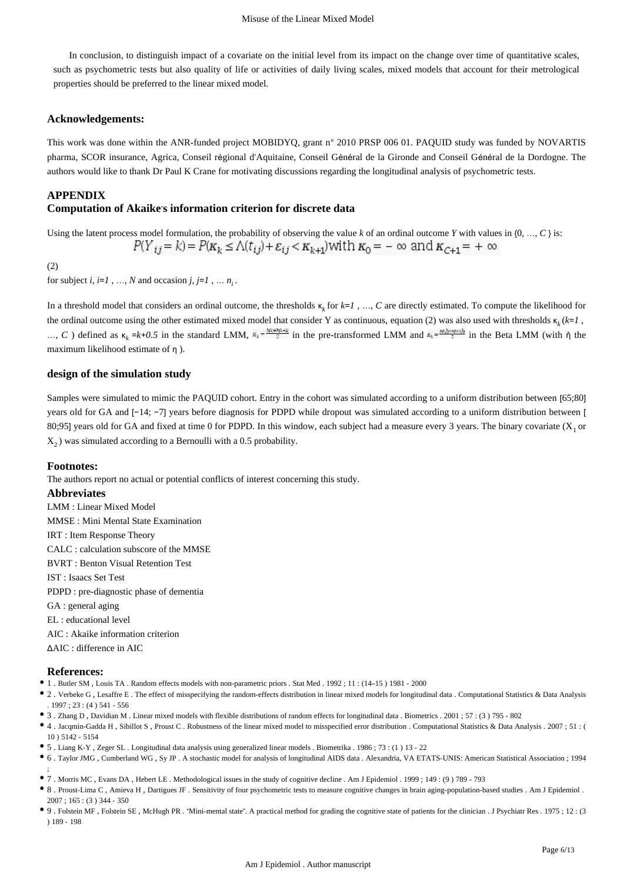In conclusion, to distinguish impact of a covariate on the initial level from its impact on the change over time of quantitative scales, such as psychometric tests but also quality of life or activities of daily living scales, mixed models that account for their metrological properties should be preferred to the linear mixed model.

## Acknowledgements:

This work was done within the ANR-funded project MOBIDYQ, grant n° 2010 PRSP 006 01. PAQUID study was funded by NOVARTIS pharma, SCOR insurance, Agrica, Conseil régional d'Aquitaine, Conseil Général de la Gironde and Conseil Général de la Dordogne. The authors would like to thank Dr Paul K Crane for motivating discussions regarding the longitudinal analysis of psychometric tests.

## APPENDIX

### Computation of Akaike's information criterion for discrete data

Using the latent process model formulation, the probability of observing the value *k* of an ordinal outcome *Y* with values in {0, …, *C* } is:

$$P(Y_{ij} = k) = P(\kappa_k \leq \Lambda(t_{ij}) + \varepsilon_{ij} < \kappa_{k+1}) \text{ with } \kappa_0 = -\infty \text{ and } \kappa_{C+1} = +\infty$$

(2)

for subject $i$, $i=1$ , …, $N$ and occasion $j$, $j=1$ , … $n_i$ .

In a threshold model that considers an ordinal outcome, the thresholds $\kappa_k$ for $k=1$ , …, $C$ are directly estimated. To compute the likelihood for the ordinal outcome using the other estimated mixed model that consider Y as continuous, equation (2) was also used with thresholds $\kappa_k$ ($k=1$ , …, $C$ ) defined as $\kappa_k = k+0.5$ in the standard LMM, $\kappa_k = \frac{h(k)+h(k+1)}{2}$ in the pre-transformed LMM and $\kappa_k = \frac{h(k;\hat{\eta})+h(k+1;\hat{\eta})}{2}$ in the Beta LMM (with $\hat{\eta}$ the maximum likelihood estimate of $\eta$ ).

### design of the simulation study

Samples were simulated to mimic the PAQUID cohort. Entry in the cohort was simulated according to a uniform distribution between [65;80] years old for GA and [−14; −7] years before diagnosis for PDPD while dropout was simulated according to a uniform distribution between [ 80;95] years old for GA and fixed at time 0 for PDPD. In this window, each subject had a measure every 3 years. The binary covariate ($X_1$ or $X_2$ ) was simulated according to a Bernoulli with a 0.5 probability.

### Footnotes:

The authors report no actual or potential conflicts of interest concerning this study.

### Abbreviates

LMM : Linear Mixed Model

MMSE : Mini Mental State Examination

IRT : Item Response Theory

CALC : calculation subscore of the MMSE

BVRT : Benton Visual Retention Test

IST : Isaacs Set Test

PDPD : pre-diagnostic phase of dementia

GA : general aging

EL : educational level

AIC : Akaike information criterion

ΔAIC : difference in AIC

### References:

- 1 . Butler SM , Louis TA . Random effects models with non-parametric priors . Stat Med . 1992 ; 11 : (14–15 ) 1981 - 2000
- 2 . Verbeke G , Lesaffre E . The effect of misspecifying the random-effects distribution in linear mixed models for longitudinal data . Computational Statistics & Data Analysis . 1997 ; 23 : (4 ) 541 - 556
- 3 . Zhang D , Davidian M . Linear mixed models with flexible distributions of random effects for longitudinal data . Biometrics . 2001 ; 57 : (3 ) 795 - 802
- 4 . Jacqmin-Gadda H , Sibillot S , Proust C . Robustness of the linear mixed model to misspecified error distribution . Computational Statistics & Data Analysis . 2007 ; 51 : ( 10 ) 5142 - 5154
- 5 . Liang K-Y , Zeger SL . Longitudinal data analysis using generalized linear models . Biometrika . 1986 ; 73 : (1 ) 13 - 22
- 6 . Taylor JMG , Cumberland WG , Sy JP . A stochastic model for analysis of longitudinal AIDS data . Alexandria, VA ETATS-UNIS: American Statistical Association ; 1994 ;
- 7 . Morris MC , Evans DA , Hebert LE . Methodological issues in the study of cognitive decline . Am J Epidemiol . 1999 ; 149 : (9 ) 789 - 793
- 8 . Proust-Lima C , Amieva H , Dartigues JF . Sensitivity of four psychometric tests to measure cognitive changes in brain aging-population-based studies . Am J Epidemiol . 2007 ; 165 : (3 ) 344 - 350
- 9 . Folstein MF , Folstein SE , McHugh PR . "Mini-mental state". A practical method for grading the cognitive state of patients for the clinician . J Psychiatr Res . 1975 ; 12 : (3 ) 189 - 198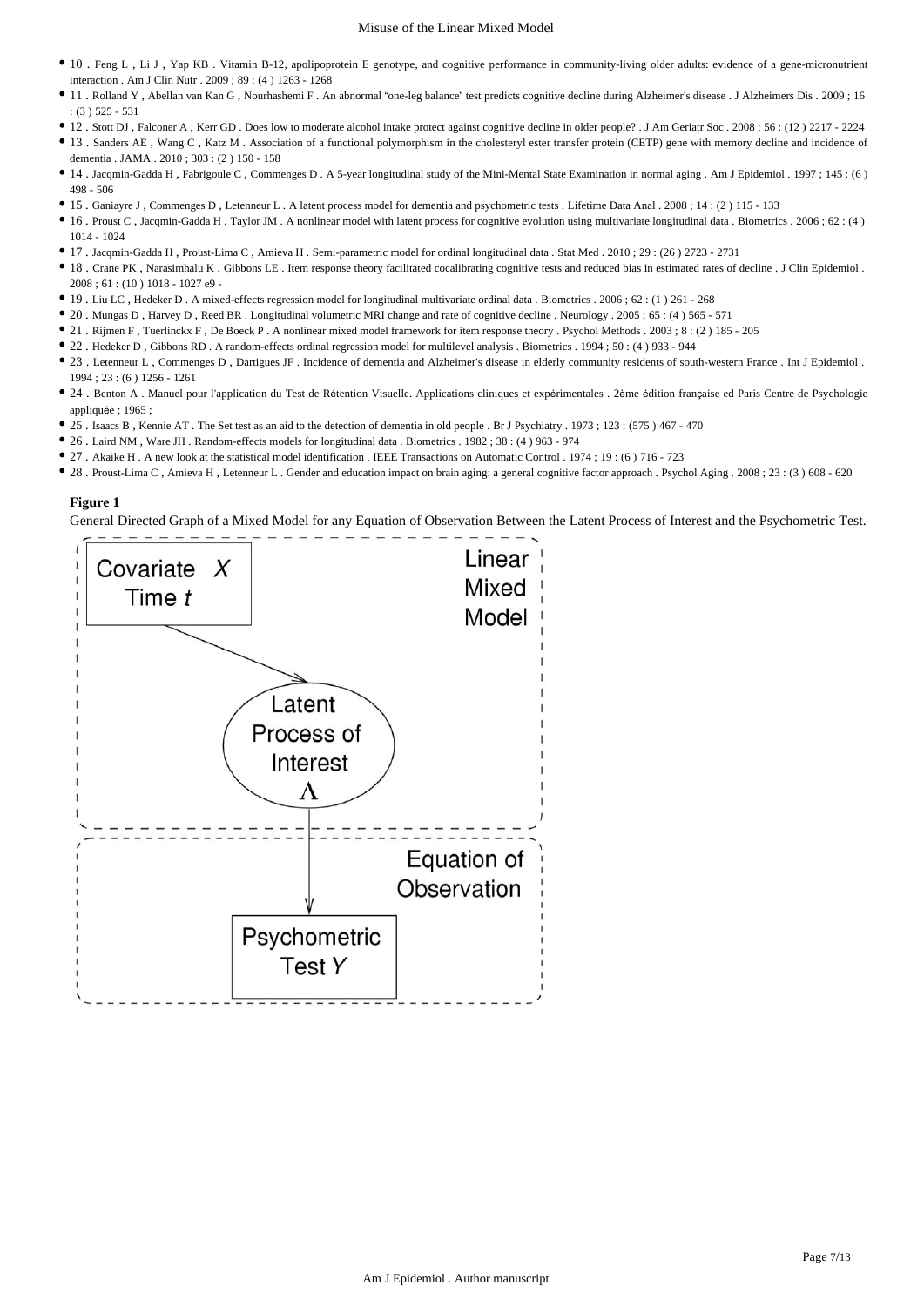- 10 . Feng L , Li J , Yap KB . Vitamin B-12, apolipoprotein E genotype, and cognitive performance in community-living older adults: evidence of a gene-micronutrient interaction . Am J Clin Nutr . 2009 ; 89 : (4 ) 1263 - 1268
- 11 . Rolland Y , Abellan van Kan G , Nourhashemi F . An abnormal "one-leg balance" test predicts cognitive decline during Alzheimer's disease . J Alzheimers Dis . 2009 ; 16 : (3 ) 525 - 531
- 12 . Stott DJ , Falconer A , Kerr GD . Does low to moderate alcohol intake protect against cognitive decline in older people? . J Am Geriatr Soc . 2008 ; 56 : (12 ) 2217 - 2224
- 13 . Sanders AE , Wang C , Katz M . Association of a functional polymorphism in the cholesteryl ester transfer protein (CETP) gene with memory decline and incidence of dementia . JAMA . 2010 ; 303 : (2 ) 150 - 158
- 14 . Jacqmin-Gadda H , Fabrigoule C , Commenges D . A 5-year longitudinal study of the Mini-Mental State Examination in normal aging . Am J Epidemiol . 1997 ; 145 : (6 ) 498 - 506
- 15 . Ganiayre J , Commenges D , Letenneur L . A latent process model for dementia and psychometric tests . Lifetime Data Anal . 2008 ; 14 : (2 ) 115 - 133
- 16 . Proust C , Jacqmin-Gadda H , Taylor JM . A nonlinear model with latent process for cognitive evolution using multivariate longitudinal data . Biometrics . 2006 ; 62 : (4 ) 1014 - 1024
- 17 . Jacqmin-Gadda H , Proust-Lima C , Amieva H . Semi-parametric model for ordinal longitudinal data . Stat Med . 2010 ; 29 : (26 ) 2723 - 2731
- 18 . Crane PK , Narasimhalu K , Gibbons LE . Item response theory facilitated cocalibrating cognitive tests and reduced bias in estimated rates of decline . J Clin Epidemiol . 2008 ; 61 : (10 ) 1018 - 1027 e9 -
- 19 . Liu LC , Hedeker D . A mixed-effects regression model for longitudinal multivariate ordinal data . Biometrics . 2006 ; 62 : (1 ) 261 - 268
- 20 . Mungas D , Harvey D , Reed BR . Longitudinal volumetric MRI change and rate of cognitive decline . Neurology . 2005 ; 65 : (4 ) 565 - 571
- 21 . Rijmen F , Tuerlinckx F , De Boeck P . A nonlinear mixed model framework for item response theory . Psychol Methods . 2003 ; 8 : (2 ) 185 - 205
- 22 . Hedeker D , Gibbons RD . A random-effects ordinal regression model for multilevel analysis . Biometrics . 1994 ; 50 : (4 ) 933 - 944
- 23 . Letenneur L , Commenges D , Dartigues JF . Incidence of dementia and Alzheimer's disease in elderly community residents of south-western France . Int J Epidemiol . 1994 ; 23 : (6 ) 1256 - 1261
- 24 . Benton A . Manuel pour l'application du Test de Rétention Visuelle. Applications cliniques et expérimentales . 2ème édition française ed Paris Centre de Psychologie appliquée ; 1965 ;
- 25 . Isaacs B , Kennie AT . The Set test as an aid to the detection of dementia in old people . Br J Psychiatry . 1973 ; 123 : (575 ) 467 - 470
- 26 . Laird NM , Ware JH . Random-effects models for longitudinal data . Biometrics . 1982 ; 38 : (4 ) 963 - 974
- 27 . Akaike H . A new look at the statistical model identification . IEEE Transactions on Automatic Control . 1974 ; 19 : (6 ) 716 - 723
- 28 . Proust-Lima C , Amieva H , Letenneur L . Gender and education impact on brain aging: a general cognitive factor approach . Psychol Aging . 2008 ; 23 : (3 ) 608 - 620

**Figure 1**

General Directed Graph of a Mixed Model for any Equation of Observation Between the Latent Process of Interest and the Psychometric Test.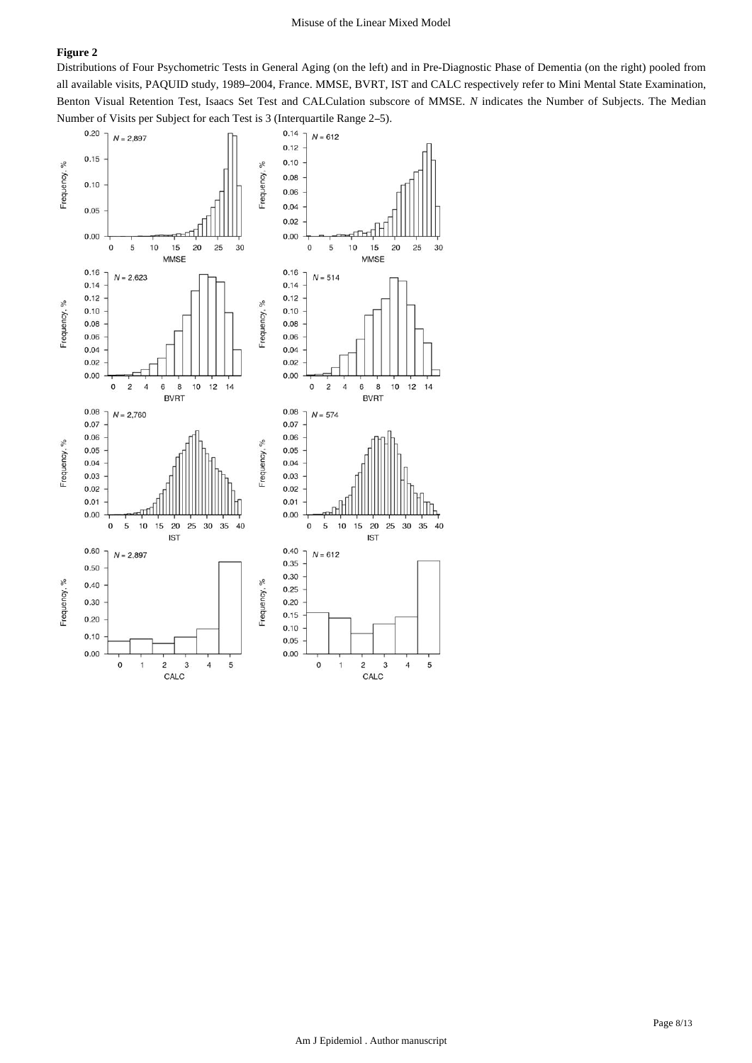## Figure 2

Distributions of Four Psychometric Tests in General Aging (on the left) and in Pre-Diagnostic Phase of Dementia (on the right) pooled from all available visits, PAQUID study, 1989–2004, France. MMSE, BVRT, IST and CALC respectively refer to Mini Mental State Examination, Benton Visual Retention Test, Isaacs Set Test and CALCulation subscore of MMSE. *N* indicates the Number of Subjects. The Median Number of Visits per Subject for each Test is 3 (Interquartile Range 2–5).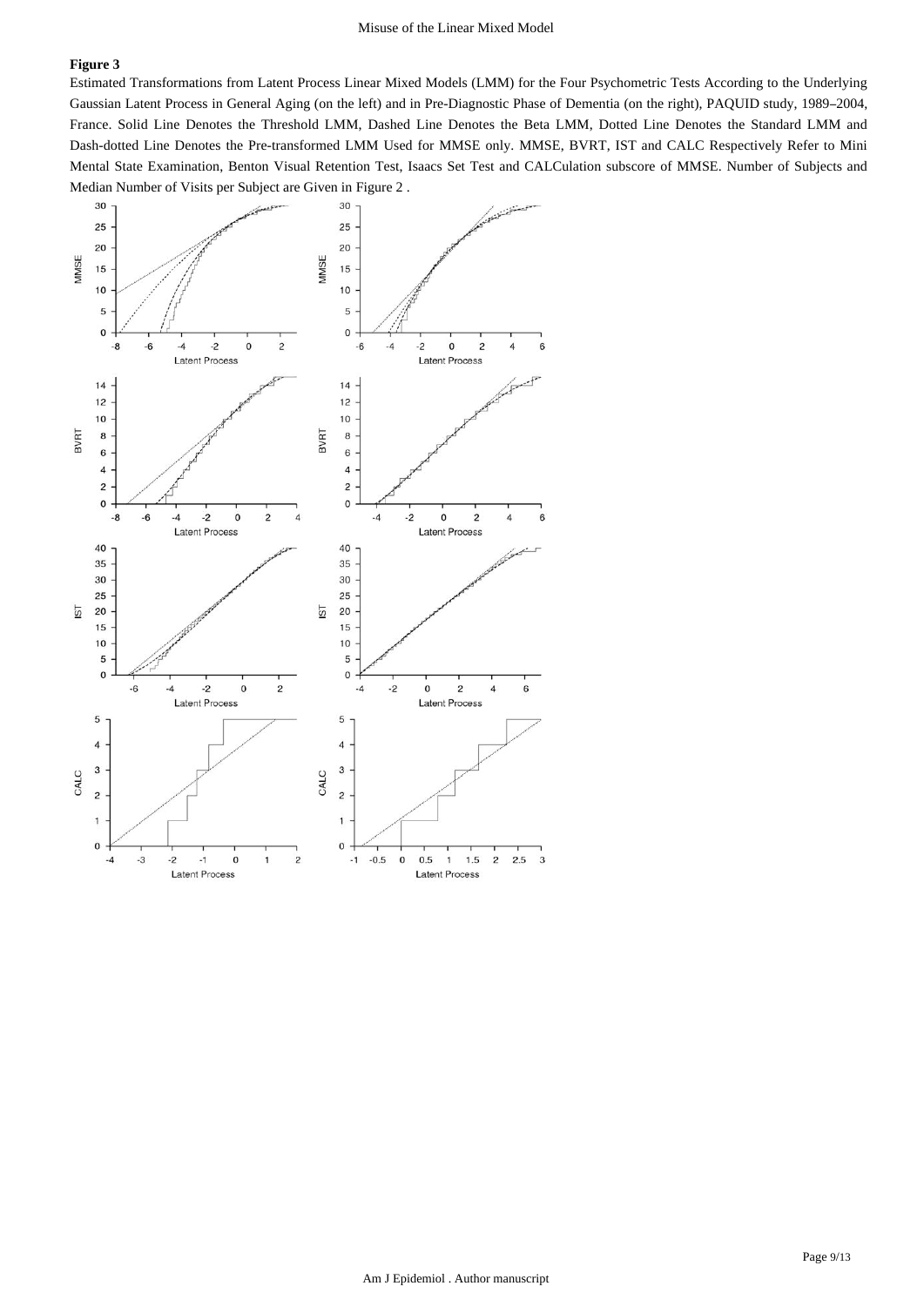**Figure 3**

Estimated Transformations from Latent Process Linear Mixed Models (LMM) for the Four Psychometric Tests According to the Underlying Gaussian Latent Process in General Aging (on the left) and in Pre-Diagnostic Phase of Dementia (on the right), PAQUID study, 1989–2004, France. Solid Line Denotes the Threshold LMM, Dashed Line Denotes the Beta LMM, Dotted Line Denotes the Standard LMM and Dash-dotted Line Denotes the Pre-transformed LMM Used for MMSE only. MMSE, BVRT, IST and CALC Respectively Refer to Mini Mental State Examination, Benton Visual Retention Test, Isaacs Set Test and CALCulation subscore of MMSE. Number of Subjects and Median Number of Visits per Subject are Given in Figure 2 .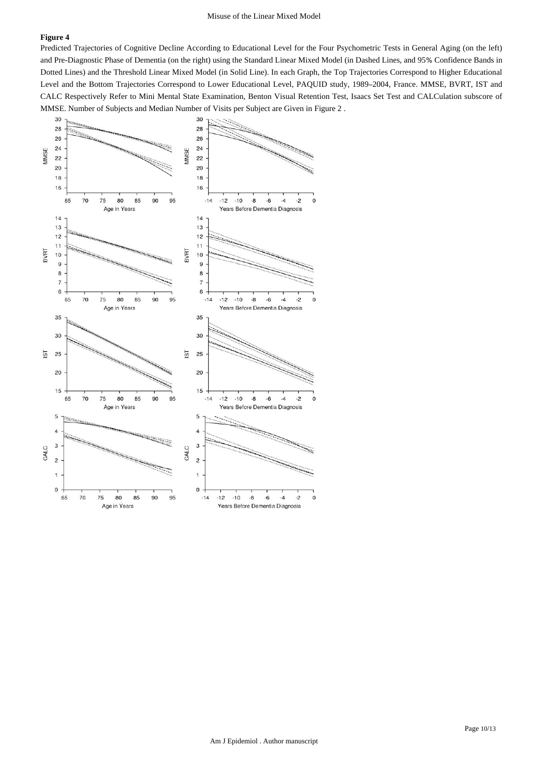**Figure 4**

Predicted Trajectories of Cognitive Decline According to Educational Level for the Four Psychometric Tests in General Aging (on the left) and Pre-Diagnostic Phase of Dementia (on the right) using the Standard Linear Mixed Model (in Dashed Lines, and 95% Confidence Bands in Dotted Lines) and the Threshold Linear Mixed Model (in Solid Line). In each Graph, the Top Trajectories Correspond to Higher Educational Level and the Bottom Trajectories Correspond to Lower Educational Level, PAQUID study, 1989–2004, France. MMSE, BVRT, IST and CALC Respectively Refer to Mini Mental State Examination, Benton Visual Retention Test, Isaacs Set Test and CALCulation subscore of MMSE. Number of Subjects and Median Number of Visits per Subject are Given in Figure 2 .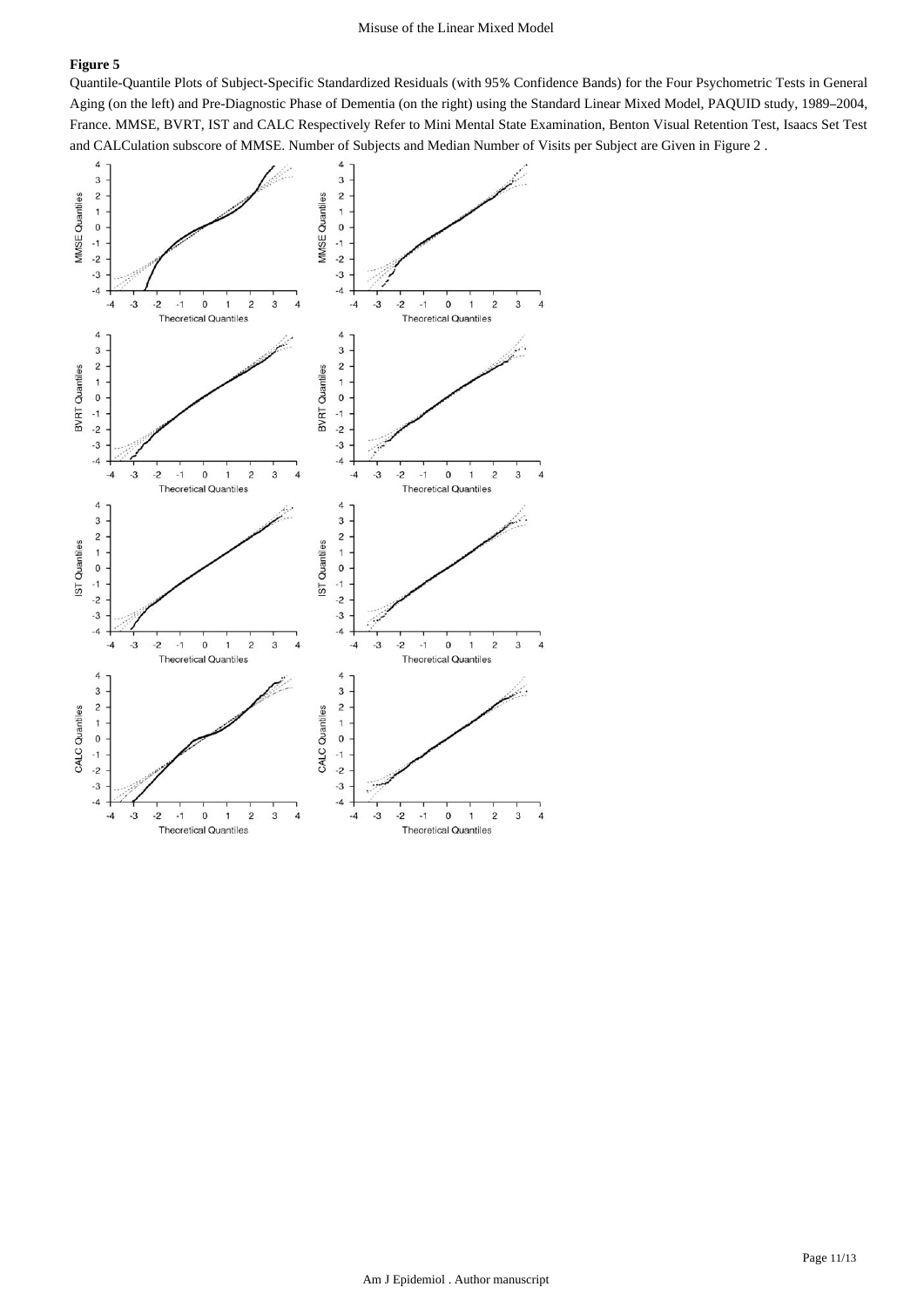**Figure 5**

Quantile-Quantile Plots of Subject-Specific Standardized Residuals (with 95% Confidence Bands) for the Four Psychometric Tests in General Aging (on the left) and Pre-Diagnostic Phase of Dementia (on the right) using the Standard Linear Mixed Model, PAQUID study, 1989–2004, France. MMSE, BVRT, IST and CALC Respectively Refer to Mini Mental State Examination, Benton Visual Retention Test, Isaacs Set Test and CALCulation subscore of MMSE. Number of Subjects and Median Number of Visits per Subject are Given in Figure 2 .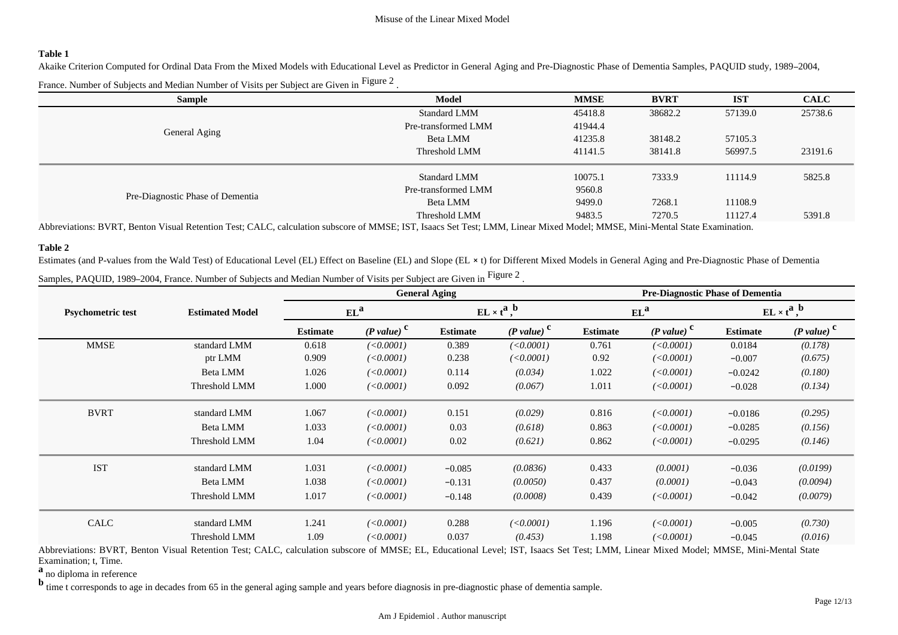**Table 1**

Akaike Criterion Computed for Ordinal Data From the Mixed Models with Educational Level as Predictor in General Aging and Pre-Diagnostic Phase of Dementia Samples, PAQUID study, 1989–2004, France. Number of Subjects and Median Number of Visits per Subject are Given in Figure 2 .

| Sample | Model | MMSE | BVRT | IST | CALC |
|---|---|---|---|---|---|
| General Aging | Standard LMM | 45418.8 | 38682.2 | 57139.0 | 25738.6 |
| | Pre-transformed LMM | 41944.4 | | | |
| | Beta LMM | 41235.8 | 38148.2 | 57105.3 | |
| | Threshold LMM | 41141.5 | 38141.8 | 56997.5 | 23191.6 |
| Pre-Diagnostic Phase of Dementia | Standard LMM | 10075.1 | 7333.9 | 11114.9 | 5825.8 |
| | Pre-transformed LMM | 9560.8 | | | |
| | Beta LMM | 9499.0 | 7268.1 | 11108.9 | |
| | Threshold LMM | 9483.5 | 7270.5 | 11127.4 | 5391.8 |

Abbreviations: BVRT, Benton Visual Retention Test; CALC, calculation subscore of MMSE; IST, Isaacs Set Test; LMM, Linear Mixed Model; MMSE, Mini-Mental State Examination.

**Table 2**

Estimates (and P-values from the Wald Test) of Educational Level (EL) Effect on Baseline (EL) and Slope (EL × t) for Different Mixed Models in General Aging and Pre-Diagnostic Phase of Dementia Samples, PAQUID, 1989–2004, France. Number of Subjects and Median Number of Visits per Subject are Given in Figure 2 .

| Psychometric test | Estimated Model | General Aging | | | | Pre-Diagnostic Phase of Dementia | | | |
|---|---|---|---|---|---|---|---|---|---|
| | | EL[a] | | EL × t[a,b] | | EL[a] | | EL × t[a,b] | |
| | | **Estimate** | ***(P value)*** [c] | **Estimate** | ***(P value)*** [c] | **Estimate** | ***(P value)*** [c] | **Estimate** | ***(P value)*** [c] |
| MMSE | standard LMM | 0.618 | *(<0.0001)* | 0.389 | *(<0.0001)* | 0.761 | *(<0.0001)* | 0.0184 | *(0.178)* |
| | ptr LMM | 0.909 | *(<0.0001)* | 0.238 | *(<0.0001)* | 0.92 | *(<0.0001)* | −0.007 | *(0.675)* |
| | Beta LMM | 1.026 | *(<0.0001)* | 0.114 | *(0.034)* | 1.022 | *(<0.0001)* | −0.0242 | *(0.180)* |
| | Threshold LMM | 1.000 | *(<0.0001)* | 0.092 | *(0.067)* | 1.011 | *(<0.0001)* | −0.028 | *(0.134)* |
| BVRT | standard LMM | 1.067 | *(<0.0001)* | 0.151 | *(0.029)* | 0.816 | *(<0.0001)* | −0.0186 | *(0.295)* |
| | Beta LMM | 1.033 | *(<0.0001)* | 0.03 | *(0.618)* | 0.863 | *(<0.0001)* | −0.0285 | *(0.156)* |
| | Threshold LMM | 1.04 | *(<0.0001)* | 0.02 | *(0.621)* | 0.862 | *(<0.0001)* | −0.0295 | *(0.146)* |
| IST | standard LMM | 1.031 | *(<0.0001)* | −0.085 | *(0.0836)* | 0.433 | *(0.0001)* | −0.036 | *(0.0199)* |
| | Beta LMM | 1.038 | *(<0.0001)* | −0.131 | *(0.0050)* | 0.437 | *(0.0001)* | −0.043 | *(0.0094)* |
| | Threshold LMM | 1.017 | *(<0.0001)* | −0.148 | *(0.0008)* | 0.439 | *(<0.0001)* | −0.042 | *(0.0079)* |
| CALC | standard LMM | 1.241 | *(<0.0001)* | 0.288 | *(<0.0001)* | 1.196 | *(<0.0001)* | −0.005 | *(0.730)* |
| | Threshold LMM | 1.09 | *(<0.0001)* | 0.037 | *(0.453)* | 1.198 | *(<0.0001)* | −0.045 | *(0.016)* |

Abbreviations: BVRT, Benton Visual Retention Test; CALC, calculation subscore of MMSE; EL, Educational Level; IST, Isaacs Set Test; LMM, Linear Mixed Model; MMSE, Mini-Mental State Examination; t, Time.

[a] no diploma in reference

[b] time t corresponds to age in decades from 65 in the general aging sample and years before diagnosis in pre-diagnostic phase of dementia sample.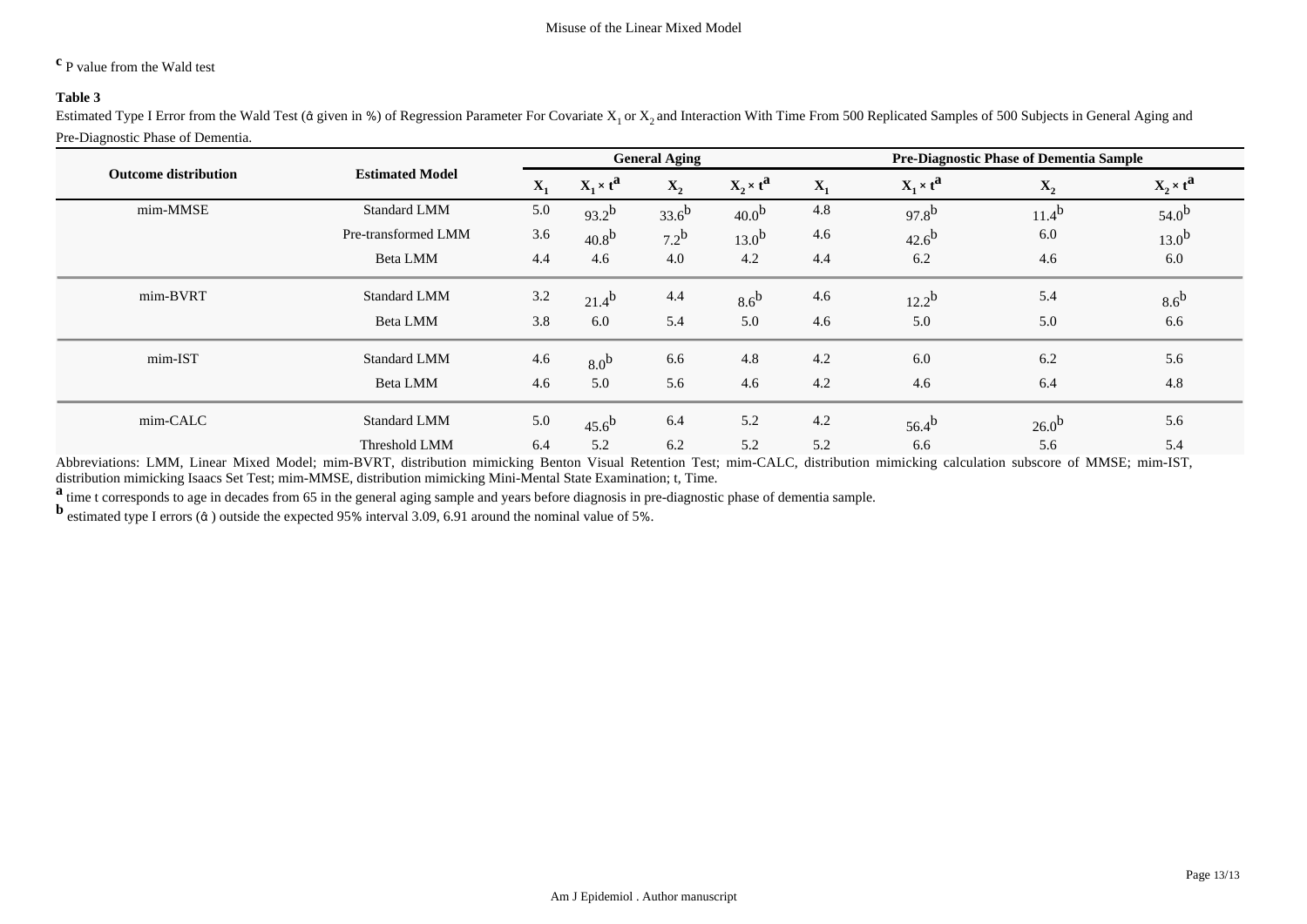[c] P value from the Wald test

**Table 3**

Estimated Type I Error from the Wald Test ($\hat{\alpha}$ given in %) of Regression Parameter For Covariate $X_1$ or $X_2$ and Interaction With Time From 500 Replicated Samples of 500 Subjects in General Aging and Pre-Diagnostic Phase of Dementia.

| Outcome distribution | Estimated Model | General Aging | | | | Pre-Diagnostic Phase of Dementia Sample | | | |
|---|---|---|---|---|---|---|---|---|---|
| | | $X_1$ | $X_1 \times t$[a] | $X_2$ | $X_2 \times t$[a] | $X_1$ | $X_1 \times t$[a] | $X_2$ | $X_2 \times t$[a] |
| mim-MMSE | Standard LMM | 5.0 | 93.2[b] | 33.6[b] | 40.0[b] | 4.8 | 97.8[b] | 11.4[b] | 54.0[b] |
| | Pre-transformed LMM | 3.6 | 40.8[b] | 7.2[b] | 13.0[b] | 4.6 | 42.6[b] | 6.0 | 13.0[b] |
| | Beta LMM | 4.4 | 4.6 | 4.0 | 4.2 | 4.4 | 6.2 | 4.6 | 6.0 |
| mim-BVRT | Standard LMM | 3.2 | 21.4[b] | 4.4 | 8.6[b] | 4.6 | 12.2[b] | 5.4 | 8.6[b] |
| | Beta LMM | 3.8 | 6.0 | 5.4 | 5.0 | 4.6 | 5.0 | 5.0 | 6.6 |
| mim-IST | Standard LMM | 4.6 | 8.0[b] | 6.6 | 4.8 | 4.2 | 6.0 | 6.2 | 5.6 |
| | Beta LMM | 4.6 | 5.0 | 5.6 | 4.6 | 4.2 | 4.6 | 6.4 | 4.8 |
| mim-CALC | Standard LMM | 5.0 | 45.6[b] | 6.4 | 5.2 | 4.2 | 56.4[b] | 26.0[b] | 5.6 |
| | Threshold LMM | 6.4 | 5.2 | 6.2 | 5.2 | 5.2 | 6.6 | 5.6 | 5.4 |

Abbreviations: LMM, Linear Mixed Model; mim-BVRT, distribution mimicking Benton Visual Retention Test; mim-CALC, distribution mimicking calculation subscore of MMSE; mim-IST, distribution mimicking Isaacs Set Test; mim-MMSE, distribution mimicking Mini-Mental State Examination; t, Time.

[a] time t corresponds to age in decades from 65 in the general aging sample and years before diagnosis in pre-diagnostic phase of dementia sample.

[b] estimated type I errors ($\hat{\alpha}$) outside the expected 95% interval 3.09, 6.91 around the nominal value of 5%.